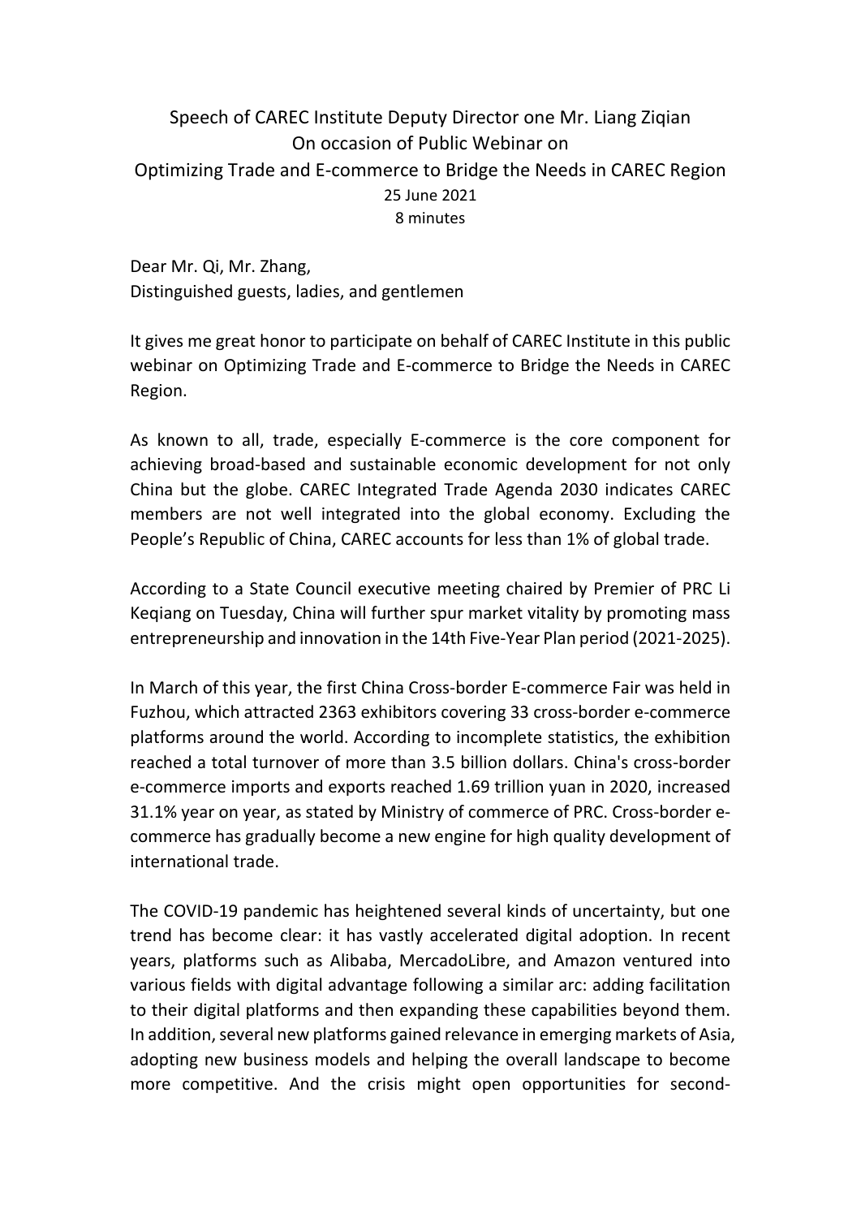Speech of CAREC Institute Deputy Director one Mr. Liang Ziqian
On occasion of Public Webinar on
Optimizing Trade and E-commerce to Bridge the Needs in CAREC Region
25 June 2021
8 minutes

Dear Mr. Qi, Mr. Zhang,
Distinguished guests, ladies, and gentlemen

It gives me great honor to participate on behalf of CAREC Institute in this public webinar on Optimizing Trade and E-commerce to Bridge the Needs in CAREC Region.

As known to all, trade, especially E-commerce is the core component for achieving broad-based and sustainable economic development for not only China but the globe. CAREC Integrated Trade Agenda 2030 indicates CAREC members are not well integrated into the global economy. Excluding the People's Republic of China, CAREC accounts for less than 1% of global trade.

According to a State Council executive meeting chaired by Premier of PRC Li Keqiang on Tuesday, China will further spur market vitality by promoting mass entrepreneurship and innovation in the 14th Five-Year Plan period (2021-2025).

In March of this year, the first China Cross-border E-commerce Fair was held in Fuzhou, which attracted 2363 exhibitors covering 33 cross-border e-commerce platforms around the world. According to incomplete statistics, the exhibition reached a total turnover of more than 3.5 billion dollars. China's cross-border e-commerce imports and exports reached 1.69 trillion yuan in 2020, increased 31.1% year on year, as stated by Ministry of commerce of PRC. Cross-border e-commerce has gradually become a new engine for high quality development of international trade.

The COVID-19 pandemic has heightened several kinds of uncertainty, but one trend has become clear: it has vastly accelerated digital adoption. In recent years, platforms such as Alibaba, MercadoLibre, and Amazon ventured into various fields with digital advantage following a similar arc: adding facilitation to their digital platforms and then expanding these capabilities beyond them. In addition, several new platforms gained relevance in emerging markets of Asia, adopting new business models and helping the overall landscape to become more competitive. And the crisis might open opportunities for second-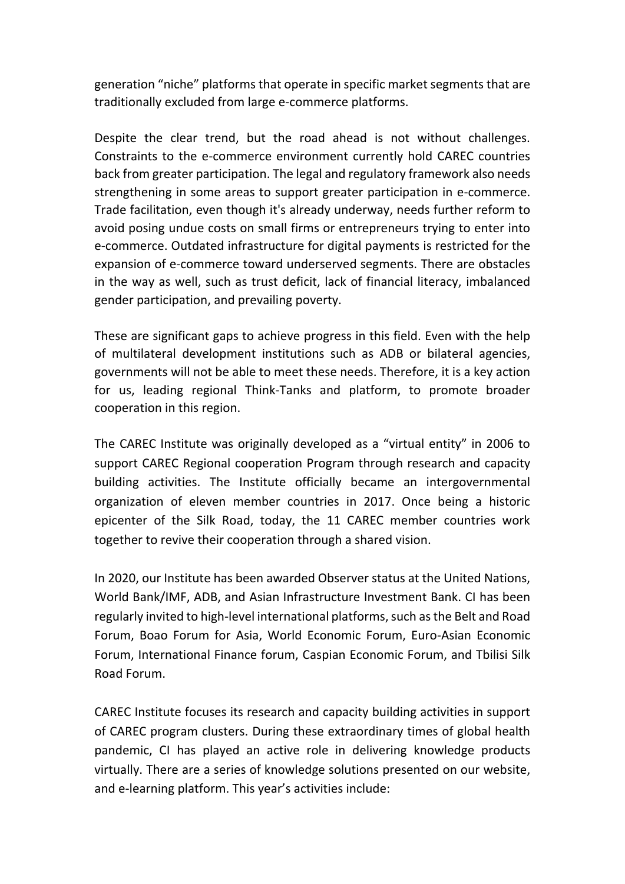generation "niche" platforms that operate in specific market segments that are traditionally excluded from large e-commerce platforms.

Despite the clear trend, but the road ahead is not without challenges. Constraints to the e-commerce environment currently hold CAREC countries back from greater participation. The legal and regulatory framework also needs strengthening in some areas to support greater participation in e-commerce. Trade facilitation, even though it's already underway, needs further reform to avoid posing undue costs on small firms or entrepreneurs trying to enter into e-commerce. Outdated infrastructure for digital payments is restricted for the expansion of e-commerce toward underserved segments. There are obstacles in the way as well, such as trust deficit, lack of financial literacy, imbalanced gender participation, and prevailing poverty.

These are significant gaps to achieve progress in this field. Even with the help of multilateral development institutions such as ADB or bilateral agencies, governments will not be able to meet these needs. Therefore, it is a key action for us, leading regional Think-Tanks and platform, to promote broader cooperation in this region.

The CAREC Institute was originally developed as a "virtual entity" in 2006 to support CAREC Regional cooperation Program through research and capacity building activities. The Institute officially became an intergovernmental organization of eleven member countries in 2017. Once being a historic epicenter of the Silk Road, today, the 11 CAREC member countries work together to revive their cooperation through a shared vision.

In 2020, our Institute has been awarded Observer status at the United Nations, World Bank/IMF, ADB, and Asian Infrastructure Investment Bank. CI has been regularly invited to high-level international platforms, such as the Belt and Road Forum, Boao Forum for Asia, World Economic Forum, Euro-Asian Economic Forum, International Finance forum, Caspian Economic Forum, and Tbilisi Silk Road Forum.

CAREC Institute focuses its research and capacity building activities in support of CAREC program clusters. During these extraordinary times of global health pandemic, CI has played an active role in delivering knowledge products virtually. There are a series of knowledge solutions presented on our website, and e-learning platform. This year's activities include: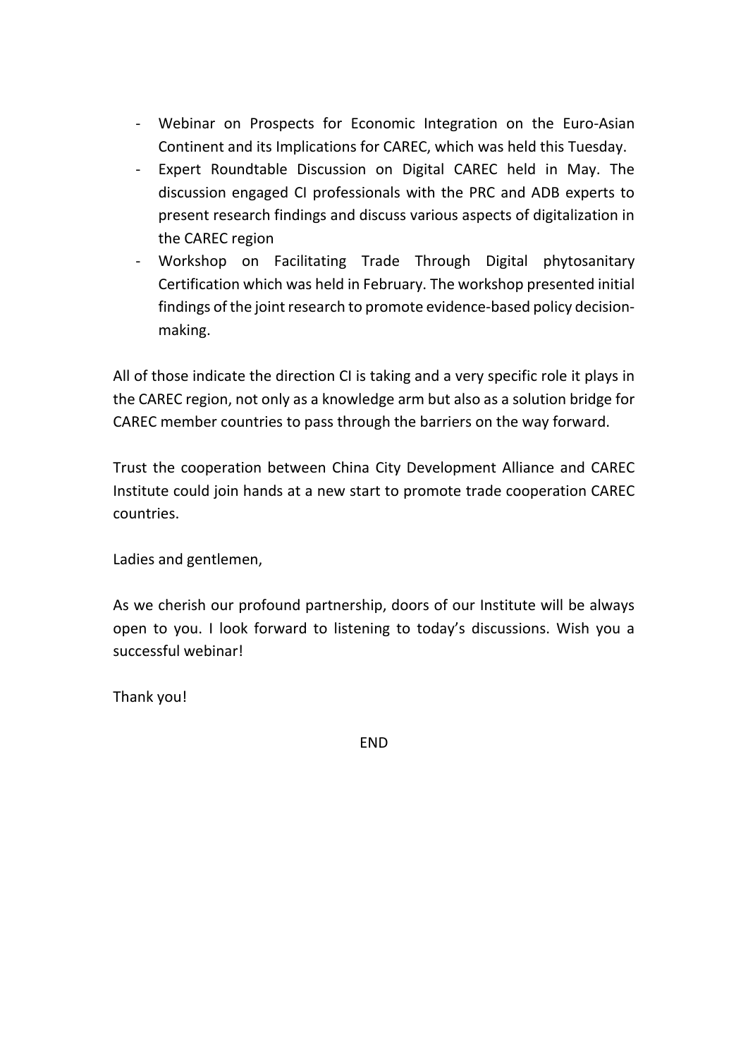- Webinar on Prospects for Economic Integration on the Euro-Asian Continent and its Implications for CAREC, which was held this Tuesday.
- Expert Roundtable Discussion on Digital CAREC held in May. The discussion engaged CI professionals with the PRC and ADB experts to present research findings and discuss various aspects of digitalization in the CAREC region
- Workshop on Facilitating Trade Through Digital phytosanitary Certification which was held in February. The workshop presented initial findings of the joint research to promote evidence-based policy decision-making.

All of those indicate the direction CI is taking and a very specific role it plays in the CAREC region, not only as a knowledge arm but also as a solution bridge for CAREC member countries to pass through the barriers on the way forward.

Trust the cooperation between China City Development Alliance and CAREC Institute could join hands at a new start to promote trade cooperation CAREC countries.

Ladies and gentlemen,

As we cherish our profound partnership, doors of our Institute will be always open to you. I look forward to listening to today's discussions. Wish you a successful webinar!

Thank you!

END